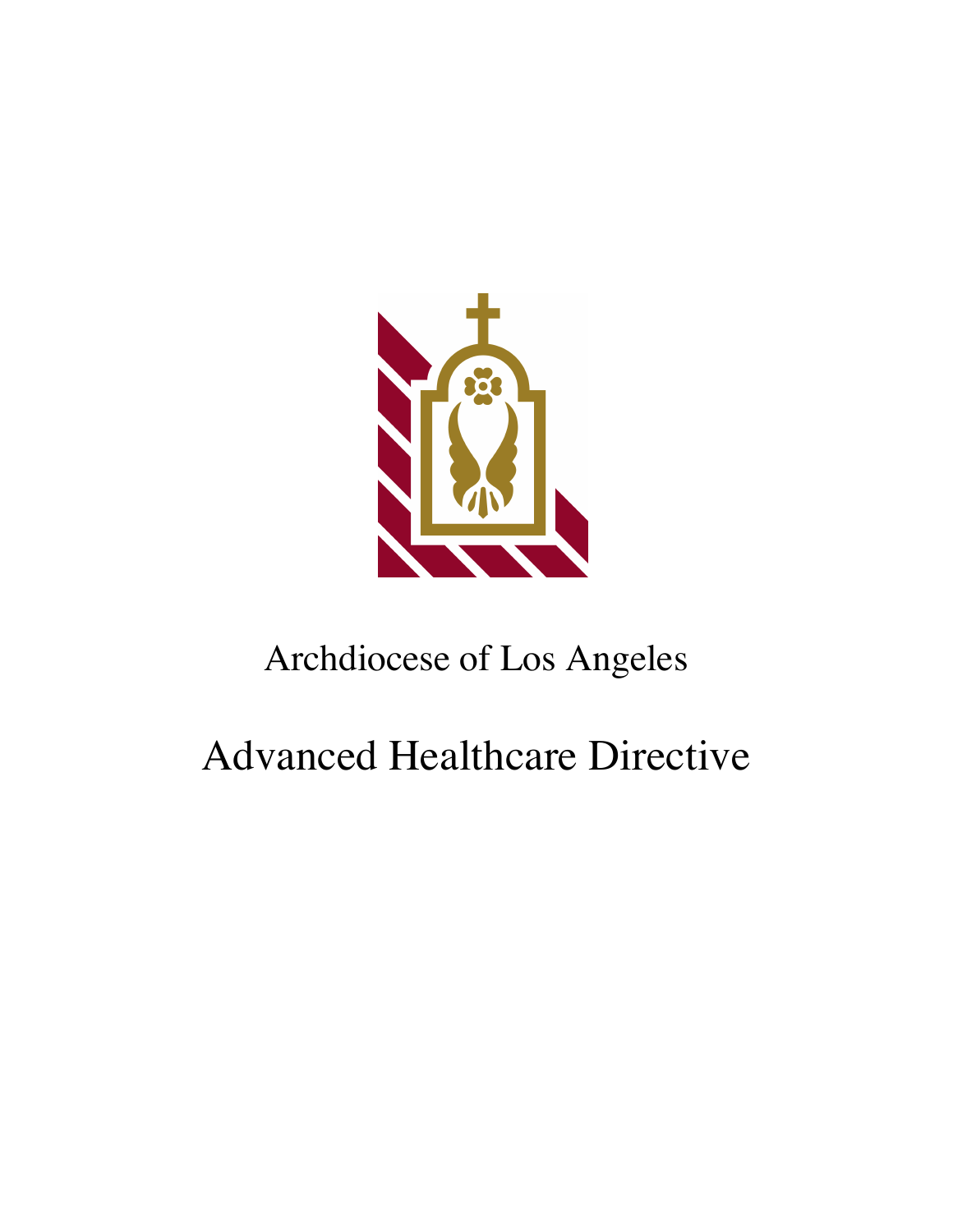Archdiocese of Los Angeles

# Advanced Healthcare Directive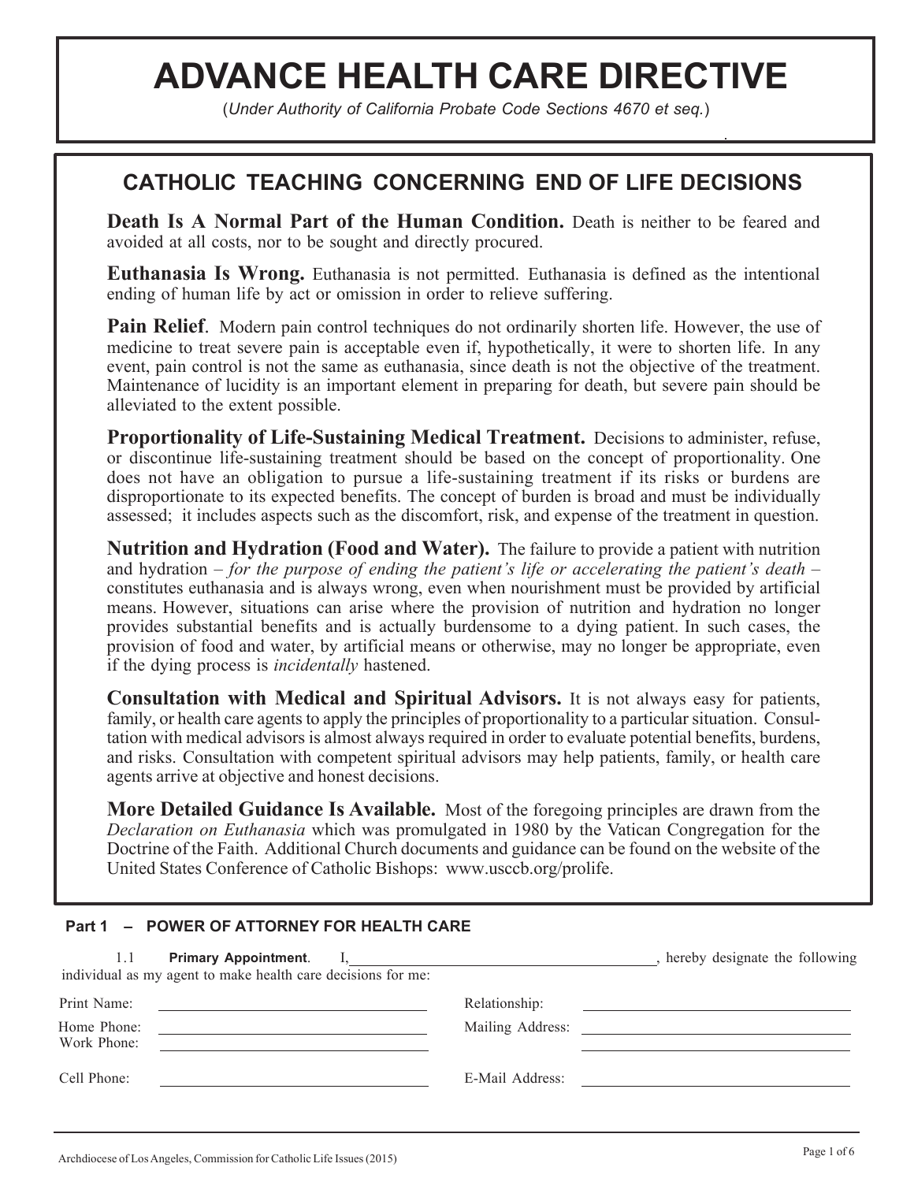# ADVANCE HEALTH CARE DIRECTIVE

(*Under Authority of California Probate Code Sections 4670 et seq.*)

## CATHOLIC TEACHING CONCERNING END OF LIFE DECISIONS

**Death Is A Normal Part of the Human Condition.** Death is neither to be feared and avoided at all costs, nor to be sought and directly procured.

**Euthanasia Is Wrong.** Euthanasia is not permitted. Euthanasia is defined as the intentional ending of human life by act or omission in order to relieve suffering.

**Pain Relief**. Modern pain control techniques do not ordinarily shorten life. However, the use of medicine to treat severe pain is acceptable even if, hypothetically, it were to shorten life. In any event, pain control is not the same as euthanasia, since death is not the objective of the treatment. Maintenance of lucidity is an important element in preparing for death, but severe pain should be alleviated to the extent possible.

**Proportionality of Life-Sustaining Medical Treatment.** Decisions to administer, refuse, or discontinue life-sustaining treatment should be based on the concept of proportionality. One does not have an obligation to pursue a life-sustaining treatment if its risks or burdens are disproportionate to its expected benefits. The concept of burden is broad and must be individually assessed; it includes aspects such as the discomfort, risk, and expense of the treatment in question.

**Nutrition and Hydration (Food and Water).** The failure to provide a patient with nutrition and hydration – *for the purpose of ending the patient's life or accelerating the patient's death* – constitutes euthanasia and is always wrong, even when nourishment must be provided by artificial means. However, situations can arise where the provision of nutrition and hydration no longer provides substantial benefits and is actually burdensome to a dying patient. In such cases, the provision of food and water, by artificial means or otherwise, may no longer be appropriate, even if the dying process is *incidentally* hastened.

**Consultation with Medical and Spiritual Advisors.** It is not always easy for patients, family, or health care agents to apply the principles of proportionality to a particular situation. Consultation with medical advisors is almost always required in order to evaluate potential benefits, burdens, and risks. Consultation with competent spiritual advisors may help patients, family, or health care agents arrive at objective and honest decisions.

**More Detailed Guidance Is Available.** Most of the foregoing principles are drawn from the *Declaration on Euthanasia* which was promulgated in 1980 by the Vatican Congregation for the Doctrine of the Faith. Additional Church documents and guidance can be found on the website of the United States Conference of Catholic Bishops: www.usccb.org/prolife.

### Part 1 – POWER OF ATTORNEY FOR HEALTH CARE

1.1 **Primary Appointment**. I, ______________________________, hereby designate the following individual as my agent to make health care decisions for me:

Print Name: ______________________ Relationship: ______________________

Home Phone: ______________________ Mailing Address: ______________________

Work Phone: ______________________ ______________________

Cell Phone: ______________________ E-Mail Address: ______________________

Archdiocese of Los Angeles, Commission for Catholic Life Issues (2015)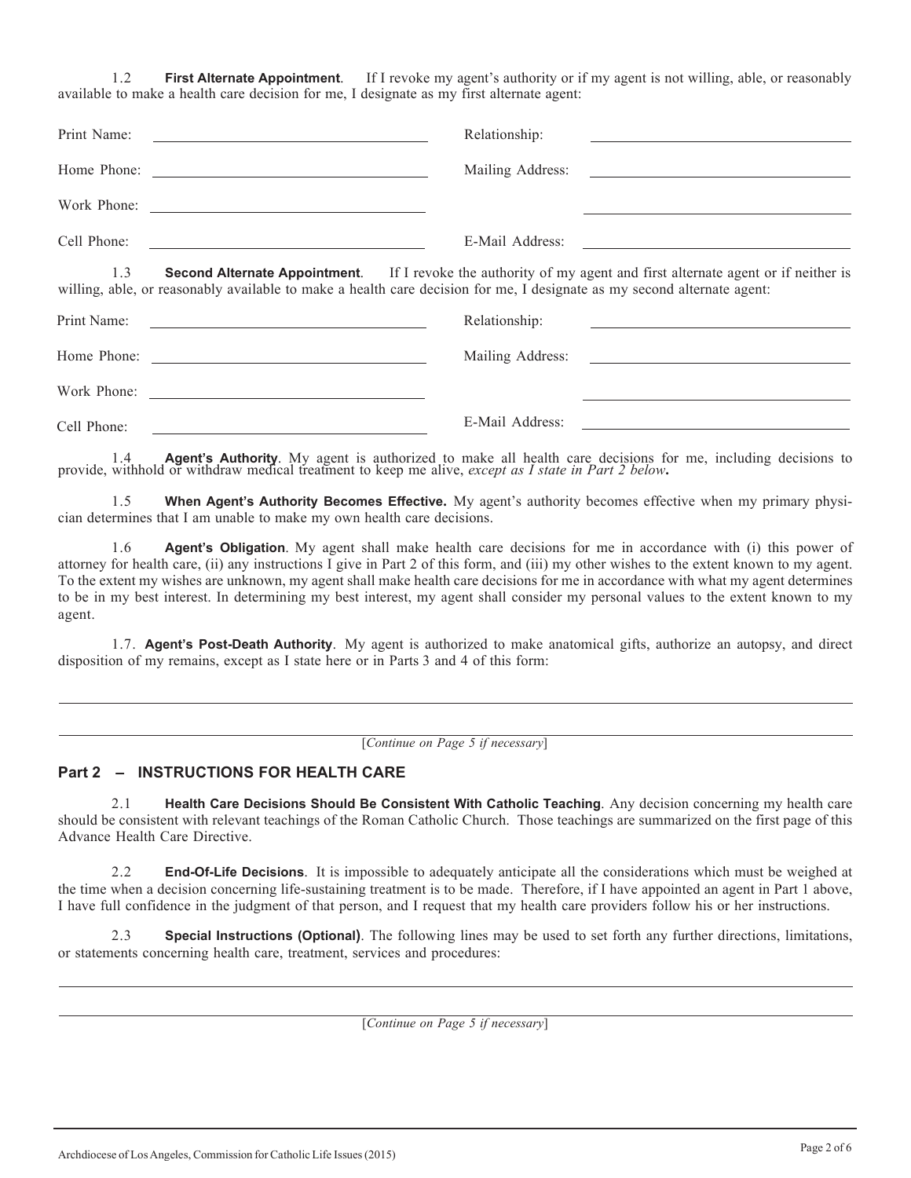1.2 **First Alternate Appointment**. If I revoke my agent's authority or if my agent is not willing, able, or reasonably available to make a health care decision for me, I designate as my first alternate agent:

Print Name: ______________________ Relationship: ______________________

Home Phone: ______________________ Mailing Address: ______________________

Work Phone: ______________________ ______________________

Cell Phone: ______________________ E-Mail Address: ______________________

1.3 **Second Alternate Appointment**. If I revoke the authority of my agent and first alternate agent or if neither is willing, able, or reasonably available to make a health care decision for me, I designate as my second alternate agent:

Print Name: ______________________ Relationship: ______________________

Home Phone: ______________________ Mailing Address: ______________________

Work Phone: ______________________ ______________________

Cell Phone: ______________________ E-Mail Address: ______________________

1.4 **Agent's Authority**. My agent is authorized to make all health care decisions for me, including decisions to provide, withhold or withdraw medical treatment to keep me alive, *except as I state in Part 2 below***.**

1.5 **When Agent's Authority Becomes Effective.** My agent's authority becomes effective when my primary physician determines that I am unable to make my own health care decisions.

1.6 **Agent's Obligation**. My agent shall make health care decisions for me in accordance with (i) this power of attorney for health care, (ii) any instructions I give in Part 2 of this form, and (iii) my other wishes to the extent known to my agent. To the extent my wishes are unknown, my agent shall make health care decisions for me in accordance with what my agent determines to be in my best interest. In determining my best interest, my agent shall consider my personal values to the extent known to my agent.

1.7. **Agent's Post-Death Authority**. My agent is authorized to make anatomical gifts, authorize an autopsy, and direct disposition of my remains, except as I state here or in Parts 3 and 4 of this form:

______________________________________________________________________

______________________________________________________________________

[*Continue on Page 5 if necessary*]

## Part 2 – INSTRUCTIONS FOR HEALTH CARE

2.1 **Health Care Decisions Should Be Consistent With Catholic Teaching**. Any decision concerning my health care should be consistent with relevant teachings of the Roman Catholic Church. Those teachings are summarized on the first page of this Advance Health Care Directive.

2.2 **End-Of-Life Decisions**. It is impossible to adequately anticipate all the considerations which must be weighed at the time when a decision concerning life-sustaining treatment is to be made. Therefore, if I have appointed an agent in Part 1 above, I have full confidence in the judgment of that person, and I request that my health care providers follow his or her instructions.

2.3 **Special Instructions (Optional)**. The following lines may be used to set forth any further directions, limitations, or statements concerning health care, treatment, services and procedures:

______________________________________________________________________

______________________________________________________________________

[*Continue on Page 5 if necessary*]

Archdiocese of Los Angeles, Commission for Catholic Life Issues (2015)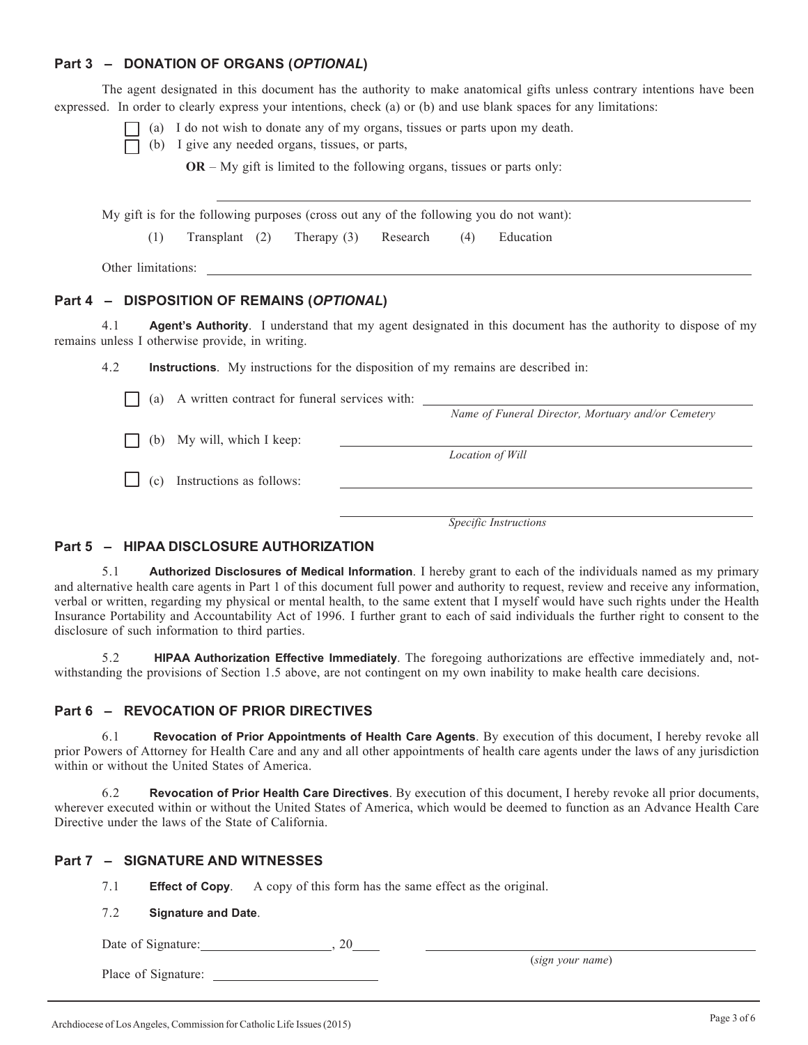## Part 3 – DONATION OF ORGANS (*OPTIONAL*)

The agent designated in this document has the authority to make anatomical gifts unless contrary intentions have been expressed. In order to clearly express your intentions, check (a) or (b) and use blank spaces for any limitations:

☐ (a) I do not wish to donate any of my organs, tissues or parts upon my death.

☐ (b) I give any needed organs, tissues, or parts,

**OR** – My gift is limited to the following organs, tissues or parts only:

\_\_\_\_\_\_\_\_\_\_\_\_\_\_\_\_\_\_\_\_\_\_\_\_\_\_\_\_\_\_\_\_\_\_\_\_\_\_\_\_\_\_\_\_\_\_\_\_\_\_\_\_\_\_\_\_

My gift is for the following purposes (cross out any of the following you do not want):

(1) Transplant (2) Therapy (3) Research (4) Education

Other limitations: \_\_\_\_\_\_\_\_\_\_\_\_\_\_\_\_\_\_\_\_\_\_\_\_\_\_\_\_\_\_\_\_\_\_\_\_\_\_\_\_\_\_\_\_\_\_\_\_\_\_\_\_\_\_\_\_

## Part 4 – DISPOSITION OF REMAINS (*OPTIONAL*)

4.1 **Agent's Authority**. I understand that my agent designated in this document has the authority to dispose of my remains unless I otherwise provide, in writing.

4.2 **Instructions**. My instructions for the disposition of my remains are described in:

☐ (a) A written contract for funeral services with: \_\_\_\_\_\_\_\_\_\_\_\_\_\_\_\_\_\_\_\_\_\_\_\_\_\_\_\_\_\_\_\_\_\_\_\_\_\_\_\_
*Name of Funeral Director, Mortuary and/or Cemetery*

☐ (b) My will, which I keep: \_\_\_\_\_\_\_\_\_\_\_\_\_\_\_\_\_\_\_\_\_\_\_\_\_\_\_\_\_\_\_\_\_\_\_\_\_\_\_\_
*Location of Will*

☐ (c) Instructions as follows: \_\_\_\_\_\_\_\_\_\_\_\_\_\_\_\_\_\_\_\_\_\_\_\_\_\_\_\_\_\_\_\_\_\_\_\_\_\_\_\_

\_\_\_\_\_\_\_\_\_\_\_\_\_\_\_\_\_\_\_\_\_\_\_\_\_\_\_\_\_\_\_\_\_\_\_\_\_\_\_\_
*Specific Instructions*

## Part 5 – HIPAA DISCLOSURE AUTHORIZATION

5.1 **Authorized Disclosures of Medical Information**. I hereby grant to each of the individuals named as my primary and alternative health care agents in Part 1 of this document full power and authority to request, review and receive any information, verbal or written, regarding my physical or mental health, to the same extent that I myself would have such rights under the Health Insurance Portability and Accountability Act of 1996. I further grant to each of said individuals the further right to consent to the disclosure of such information to third parties.

5.2 **HIPAA Authorization Effective Immediately**. The foregoing authorizations are effective immediately and, notwithstanding the provisions of Section 1.5 above, are not contingent on my own inability to make health care decisions.

## Part 6 – REVOCATION OF PRIOR DIRECTIVES

6.1 **Revocation of Prior Appointments of Health Care Agents**. By execution of this document, I hereby revoke all prior Powers of Attorney for Health Care and any and all other appointments of health care agents under the laws of any jurisdiction within or without the United States of America.

6.2 **Revocation of Prior Health Care Directives**. By execution of this document, I hereby revoke all prior documents, wherever executed within or without the United States of America, which would be deemed to function as an Advance Health Care Directive under the laws of the State of California.

## Part 7 – SIGNATURE AND WITNESSES

7.1 **Effect of Copy**. A copy of this form has the same effect as the original.

7.2 **Signature and Date**.

Date of Signature: \_\_\_\_\_\_\_\_\_\_\_\_\_\_\_\_\_\_\_\_, 20\_\_\_\_ \_\_\_\_\_\_\_\_\_\_\_\_\_\_\_\_\_\_\_\_\_\_\_\_\_\_\_\_\_\_\_\_\_\_\_\_\_\_\_\_
(*sign your name*)

Place of Signature: \_\_\_\_\_\_\_\_\_\_\_\_\_\_\_\_\_\_\_\_\_\_\_\_

Archdiocese of Los Angeles, Commission for Catholic Life Issues (2015)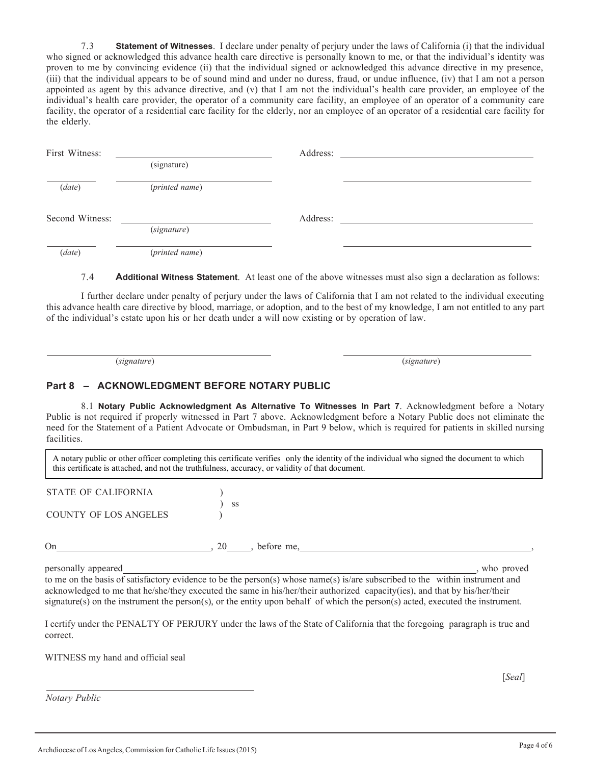7.3 **Statement of Witnesses**. I declare under penalty of perjury under the laws of California (i) that the individual who signed or acknowledged this advance health care directive is personally known to me, or that the individual's identity was proven to me by convincing evidence (ii) that the individual signed or acknowledged this advance directive in my presence, (iii) that the individual appears to be of sound mind and under no duress, fraud, or undue influence, (iv) that I am not a person appointed as agent by this advance directive, and (v) that I am not the individual's health care provider, an employee of the individual's health care provider, the operator of a community care facility, an employee of an operator of a community care facility, the operator of a residential care facility for the elderly, nor an employee of an operator of a residential care facility for the elderly.

First Witness: ______________________________ Address: ______________________________
(signature)

__________ ______________________________ ______________________________
(*date*) (*printed name*)

Second Witness: ______________________________ Address: ______________________________
(*signature*)

__________ ______________________________ ______________________________
(*date*) (*printed name*)

7.4 **Additional Witness Statement**. At least one of the above witnesses must also sign a declaration as follows:

I further declare under penalty of perjury under the laws of California that I am not related to the individual executing this advance health care directive by blood, marriage, or adoption, and to the best of my knowledge, I am not entitled to any part of the individual's estate upon his or her death under a will now existing or by operation of law.

______________________________ ______________________________
(*signature*) (*signature*)

## Part 8 – ACKNOWLEDGMENT BEFORE NOTARY PUBLIC

8.1 **Notary Public Acknowledgment As Alternative To Witnesses In Part 7**. Acknowledgment before a Notary Public is not required if properly witnessed in Part 7 above. Acknowledgment before a Notary Public does not eliminate the need for the Statement of a Patient Advocate or Ombudsman, in Part 9 below, which is required for patients in skilled nursing facilities.

> A notary public or other officer completing this certificate verifies only the identity of the individual who signed the document to which this certificate is attached, and not the truthfulness, accuracy, or validity of that document.

STATE OF CALIFORNIA )
) ss
COUNTY OF LOS ANGELES )

On ______________________________, 20_____, before me, ______________________________,

personally appeared ______________________________, who proved to me on the basis of satisfactory evidence to be the person(s) whose name(s) is/are subscribed to the within instrument and acknowledged to me that he/she/they executed the same in his/her/their authorized capacity(ies), and that by his/her/their signature(s) on the instrument the person(s), or the entity upon behalf of which the person(s) acted, executed the instrument.

I certify under the PENALTY OF PERJURY under the laws of the State of California that the foregoing paragraph is true and correct.

WITNESS my hand and official seal

[*Seal*]

______________________________
*Notary Public*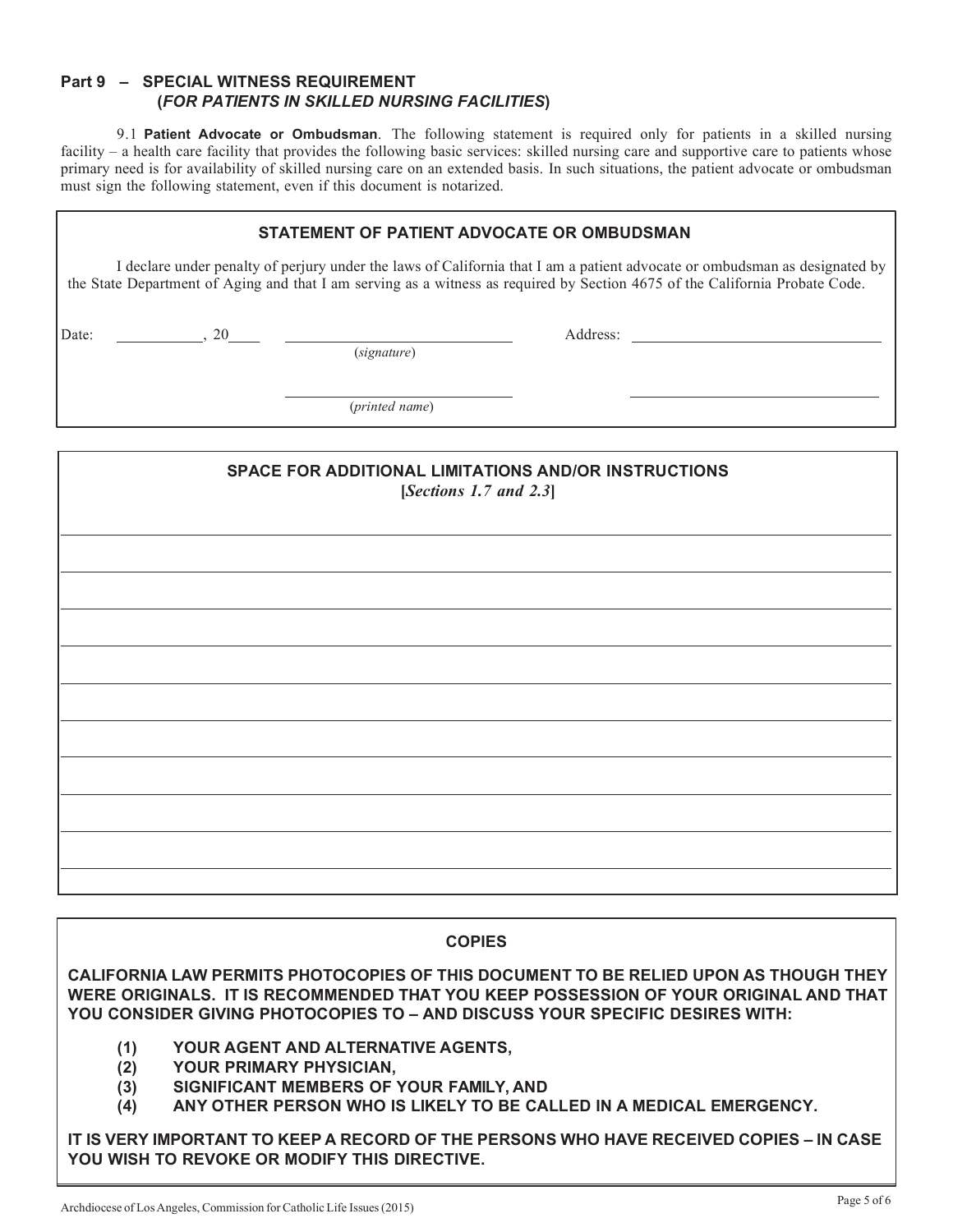## Part 9 – SPECIAL WITNESS REQUIREMENT (*FOR PATIENTS IN SKILLED NURSING FACILITIES*)

9.1 **Patient Advocate or Ombudsman**. The following statement is required only for patients in a skilled nursing facility – a health care facility that provides the following basic services: skilled nursing care and supportive care to patients whose primary need is for availability of skilled nursing care on an extended basis. In such situations, the patient advocate or ombudsman must sign the following statement, even if this document is notarized.

### STATEMENT OF PATIENT ADVOCATE OR OMBUDSMAN

I declare under penalty of perjury under the laws of California that I am a patient advocate or ombudsman as designated by the State Department of Aging and that I am serving as a witness as required by Section 4675 of the California Probate Code.

Date: ___________, 20____ ____________________________ Address: ________________________________
(*signature*)

____________________________ ________________________________
(*printed name*)

### SPACE FOR ADDITIONAL LIMITATIONS AND/OR INSTRUCTIONS
**[*Sections 1.7 and 2.3*]**

________________________________________________________________________________

________________________________________________________________________________

________________________________________________________________________________

________________________________________________________________________________

________________________________________________________________________________

________________________________________________________________________________

________________________________________________________________________________

________________________________________________________________________________

________________________________________________________________________________

### COPIES

**CALIFORNIA LAW PERMITS PHOTOCOPIES OF THIS DOCUMENT TO BE RELIED UPON AS THOUGH THEY WERE ORIGINALS. IT IS RECOMMENDED THAT YOU KEEP POSSESSION OF YOUR ORIGINAL AND THAT YOU CONSIDER GIVING PHOTOCOPIES TO – AND DISCUSS YOUR SPECIFIC DESIRES WITH:**

**(1) YOUR AGENT AND ALTERNATIVE AGENTS,**
**(2) YOUR PRIMARY PHYSICIAN,**
**(3) SIGNIFICANT MEMBERS OF YOUR FAMILY, AND**
**(4) ANY OTHER PERSON WHO IS LIKELY TO BE CALLED IN A MEDICAL EMERGENCY.**

**IT IS VERY IMPORTANT TO KEEP A RECORD OF THE PERSONS WHO HAVE RECEIVED COPIES – IN CASE YOU WISH TO REVOKE OR MODIFY THIS DIRECTIVE.**

Archdiocese of Los Angeles, Commission for Catholic Life Issues (2015)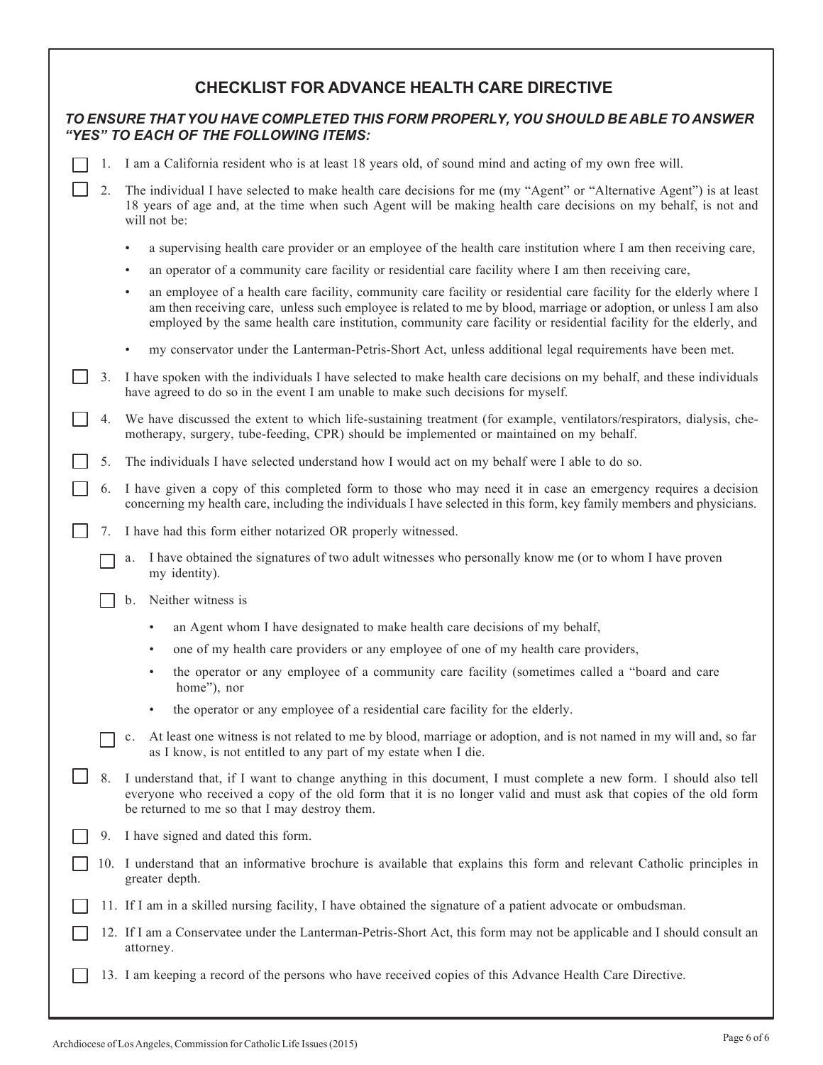## CHECKLIST FOR ADVANCE HEALTH CARE DIRECTIVE

***TO ENSURE THAT YOU HAVE COMPLETED THIS FORM PROPERLY, YOU SHOULD BE ABLE TO ANSWER "YES" TO EACH OF THE FOLLOWING ITEMS:***

- ☐ 1. I am a California resident who is at least 18 years old, of sound mind and acting of my own free will.
- ☐ 2. The individual I have selected to make health care decisions for me (my "Agent" or "Alternative Agent") is at least 18 years of age and, at the time when such Agent will be making health care decisions on my behalf, is not and will not be:
  - a supervising health care provider or an employee of the health care institution where I am then receiving care,
  - an operator of a community care facility or residential care facility where I am then receiving care,
  - an employee of a health care facility, community care facility or residential care facility for the elderly where I am then receiving care, unless such employee is related to me by blood, marriage or adoption, or unless I am also employed by the same health care institution, community care facility or residential facility for the elderly, and
  - my conservator under the Lanterman-Petris-Short Act, unless additional legal requirements have been met.
- ☐ 3. I have spoken with the individuals I have selected to make health care decisions on my behalf, and these individuals have agreed to do so in the event I am unable to make such decisions for myself.
- ☐ 4. We have discussed the extent to which life-sustaining treatment (for example, ventilators/respirators, dialysis, chemotherapy, surgery, tube-feeding, CPR) should be implemented or maintained on my behalf.
- ☐ 5. The individuals I have selected understand how I would act on my behalf were I able to do so.
- ☐ 6. I have given a copy of this completed form to those who may need it in case an emergency requires a decision concerning my health care, including the individuals I have selected in this form, key family members and physicians.
- ☐ 7. I have had this form either notarized OR properly witnessed.
  - ☐ a. I have obtained the signatures of two adult witnesses who personally know me (or to whom I have proven my identity).
  - ☐ b. Neither witness is
    - an Agent whom I have designated to make health care decisions of my behalf,
    - one of my health care providers or any employee of one of my health care providers,
    - the operator or any employee of a community care facility (sometimes called a "board and care home"), nor
    - the operator or any employee of a residential care facility for the elderly.
  - ☐ c. At least one witness is not related to me by blood, marriage or adoption, and is not named in my will and, so far as I know, is not entitled to any part of my estate when I die.
- ☐ 8. I understand that, if I want to change anything in this document, I must complete a new form. I should also tell everyone who received a copy of the old form that it is no longer valid and must ask that copies of the old form be returned to me so that I may destroy them.
- ☐ 9. I have signed and dated this form.
- ☐ 10. I understand that an informative brochure is available that explains this form and relevant Catholic principles in greater depth.
- ☐ 11. If I am in a skilled nursing facility, I have obtained the signature of a patient advocate or ombudsman.
- ☐ 12. If I am a Conservatee under the Lanterman-Petris-Short Act, this form may not be applicable and I should consult an attorney.
- ☐ 13. I am keeping a record of the persons who have received copies of this Advance Health Care Directive.

Archdiocese of Los Angeles, Commission for Catholic Life Issues (2015)